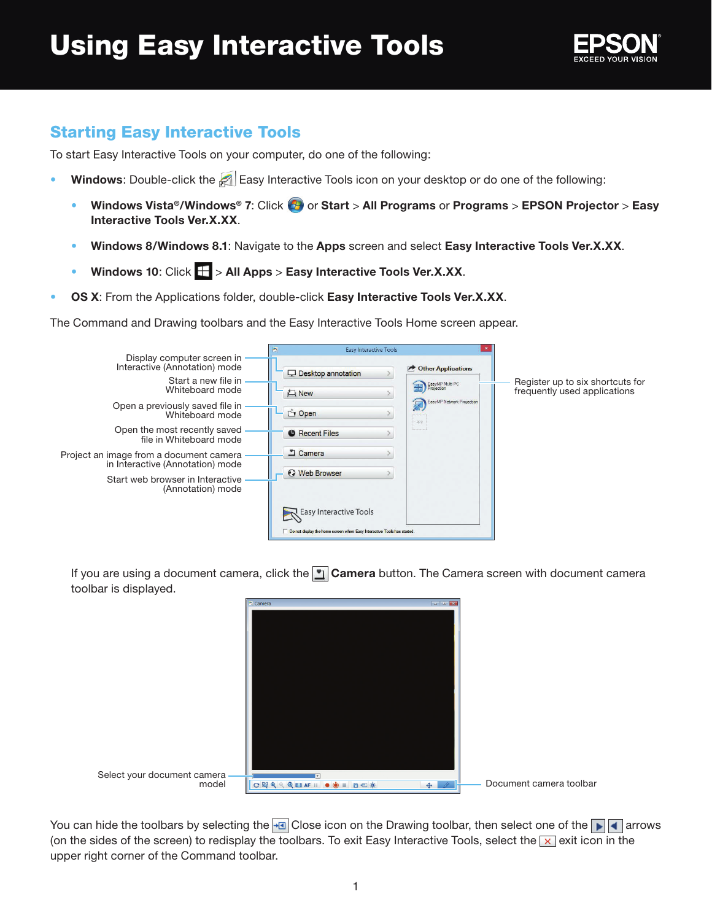# Using Easy Interactive Tools

## Starting Easy Interactive Tools

To start Easy Interactive Tools on your computer, do one of the following:

- **Windows**: Double-click the Easy Interactive Tools icon on your desktop or do one of the following:
  - **Windows Vista®/Windows® 7**: Click or **Start** > **All Programs** or **Programs** > **EPSON Projector** > **Easy Interactive Tools Ver.X.XX**.
  - **Windows 8/Windows 8.1**: Navigate to the **Apps** screen and select **Easy Interactive Tools Ver.X.XX**.
  - **Windows 10**: Click > **All Apps** > **Easy Interactive Tools Ver.X.XX**.
- **OS X**: From the Applications folder, double-click **Easy Interactive Tools Ver.X.XX**.

The Command and Drawing toolbars and the Easy Interactive Tools Home screen appear.

Display computer screen in Interactive (Annotation) mode

Start a new file in Whiteboard mode

Open a previously saved file in Whiteboard mode

Open the most recently saved file in Whiteboard mode

Project an image from a document camera in Interactive (Annotation) mode

Start web browser in Interactive (Annotation) mode

Register up to six shortcuts for frequently used applications

If you are using a document camera, click the **Camera** button. The Camera screen with document camera toolbar is displayed.

Select your document camera model

Document camera toolbar

You can hide the toolbars by selecting the Close icon on the Drawing toolbar, then select one of the arrows (on the sides of the screen) to redisplay the toolbars. To exit Easy Interactive Tools, select the exit icon in the upper right corner of the Command toolbar.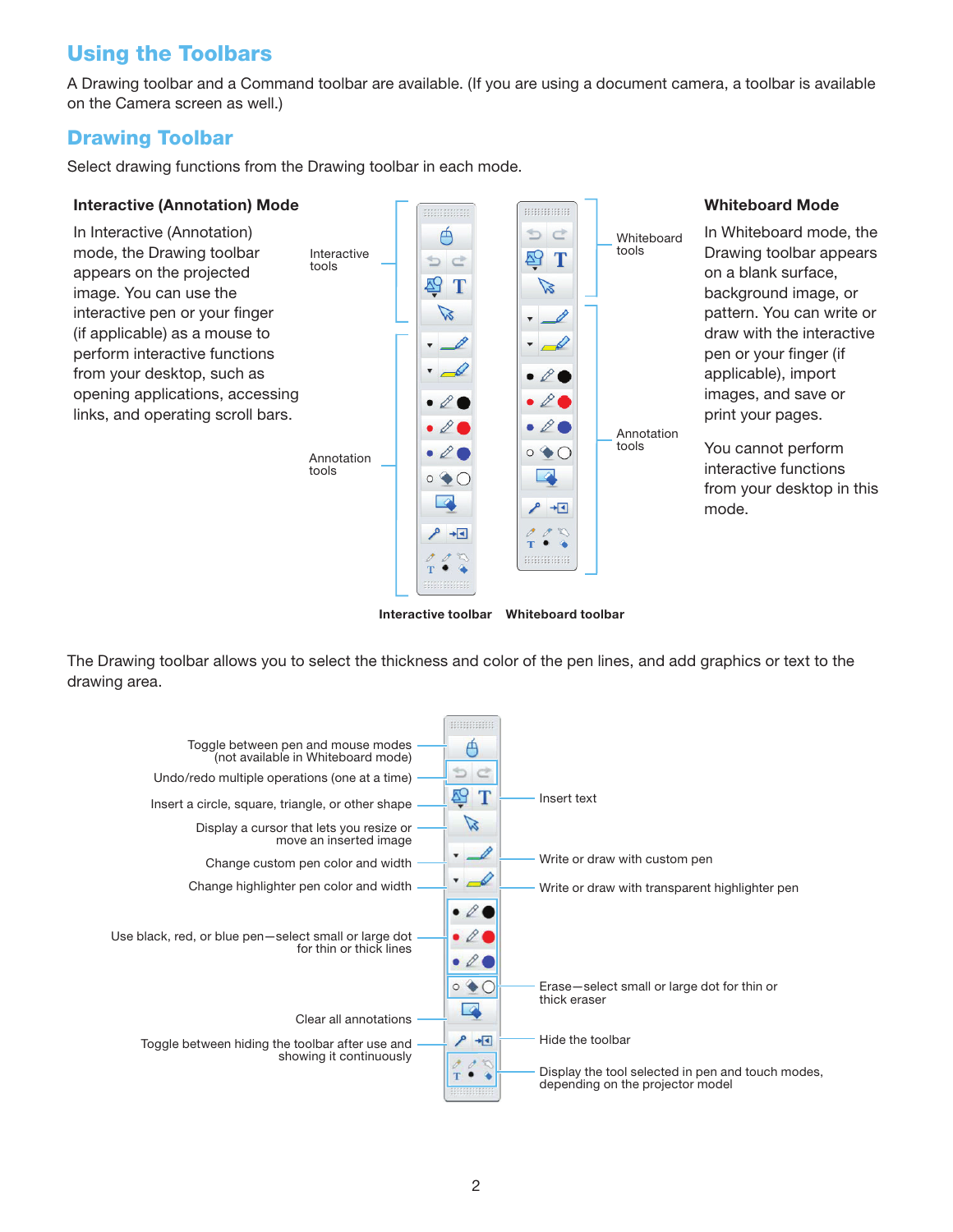## Using the Toolbars

A Drawing toolbar and a Command toolbar are available. (If you are using a document camera, a toolbar is available on the Camera screen as well.)

## Drawing Toolbar

Select drawing functions from the Drawing toolbar in each mode.

**Interactive (Annotation) Mode**

In Interactive (Annotation) mode, the Drawing toolbar appears on the projected image. You can use the interactive pen or your finger (if applicable) as a mouse to perform interactive functions from your desktop, such as opening applications, accessing links, and operating scroll bars.

Interactive tools

Annotation tools

Whiteboard tools

Annotation tools

**Interactive toolbar** **Whiteboard toolbar**

**Whiteboard Mode**

In Whiteboard mode, the Drawing toolbar appears on a blank surface, background image, or pattern. You can write or draw with the interactive pen or your finger (if applicable), import images, and save or print your pages.

You cannot perform interactive functions from your desktop in this mode.

The Drawing toolbar allows you to select the thickness and color of the pen lines, and add graphics or text to the drawing area.

- Toggle between pen and mouse modes (not available in Whiteboard mode)
- Undo/redo multiple operations (one at a time)
- Insert a circle, square, triangle, or other shape
- Insert text
- Display a cursor that lets you resize or move an inserted image
- Change custom pen color and width
- Write or draw with custom pen
- Change highlighter pen color and width
- Write or draw with transparent highlighter pen
- Use black, red, or blue pen—select small or large dot for thin or thick lines
- Erase—select small or large dot for thin or thick eraser
- Clear all annotations
- Toggle between hiding the toolbar after use and showing it continuously
- Hide the toolbar
- Display the tool selected in pen and touch modes, depending on the projector model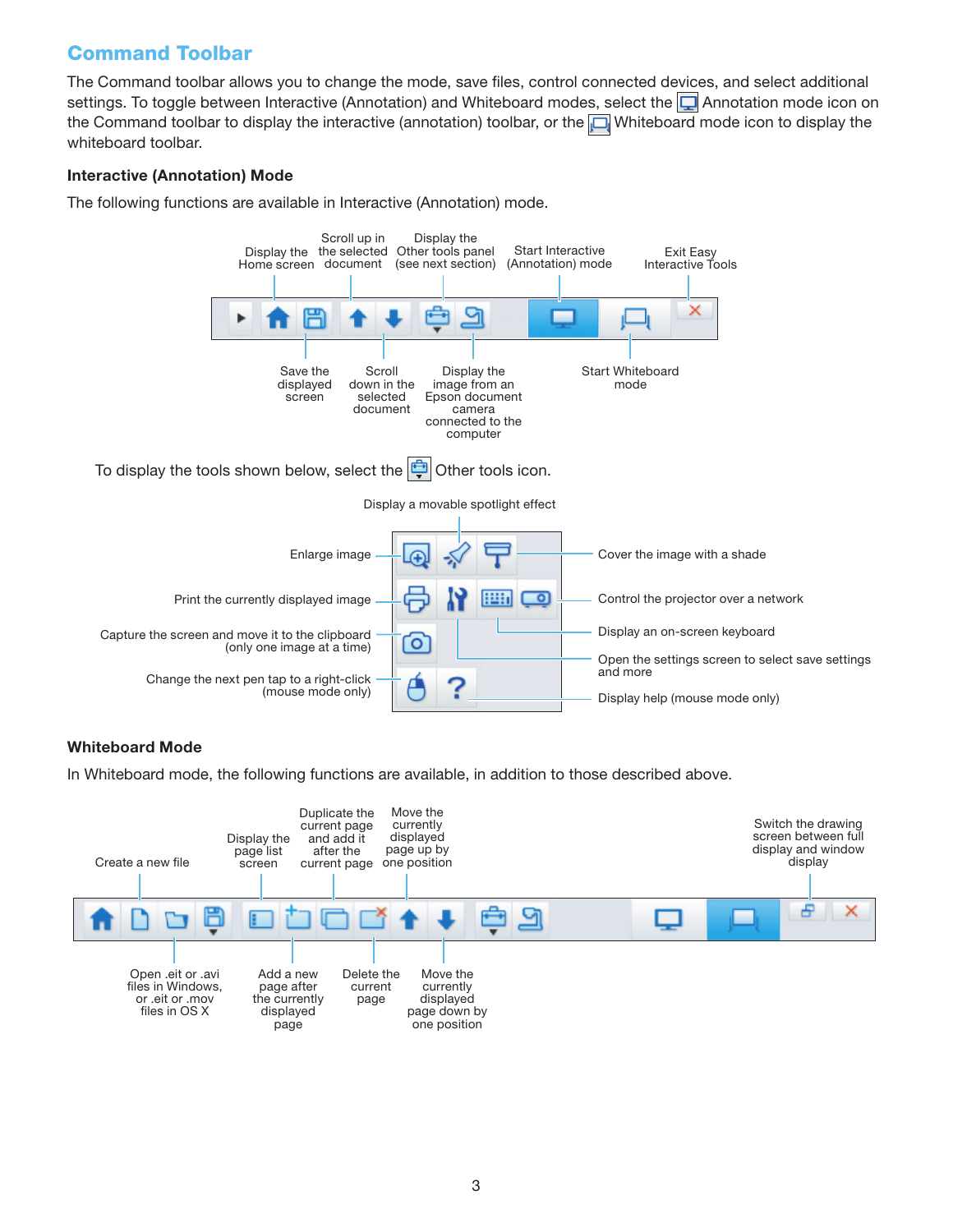## Command Toolbar

The Command toolbar allows you to change the mode, save files, control connected devices, and select additional settings. To toggle between Interactive (Annotation) and Whiteboard modes, select the Annotation mode icon on the Command toolbar to display the interactive (annotation) toolbar, or the Whiteboard mode icon to display the whiteboard toolbar.

### Interactive (Annotation) Mode

The following functions are available in Interactive (Annotation) mode.

- Display the Home screen
- Save the displayed screen
- Scroll up in the selected document
- Scroll down in the selected document
- Display the Other tools panel (see next section)
- Display the image from an Epson document camera connected to the computer
- Start Interactive (Annotation) mode
- Start Whiteboard mode
- Exit Easy Interactive Tools

To display the tools shown below, select the Other tools icon.

- Display a movable spotlight effect
- Enlarge image
- Cover the image with a shade
- Print the currently displayed image
- Control the projector over a network
- Display an on-screen keyboard
- Capture the screen and move it to the clipboard (only one image at a time)
- Open the settings screen to select save settings and more
- Change the next pen tap to a right-click (mouse mode only)
- Display help (mouse mode only)

### Whiteboard Mode

In Whiteboard mode, the following functions are available, in addition to those described above.

- Create a new file
- Open .eit or .avi files in Windows, or .eit or .mov files in OS X
- Display the page list screen
- Add a new page after the currently displayed page
- Duplicate the current page and add it after the current page
- Delete the current page
- Move the currently displayed page up by one position
- Move the currently displayed page down by one position
- Switch the drawing screen between full display and window display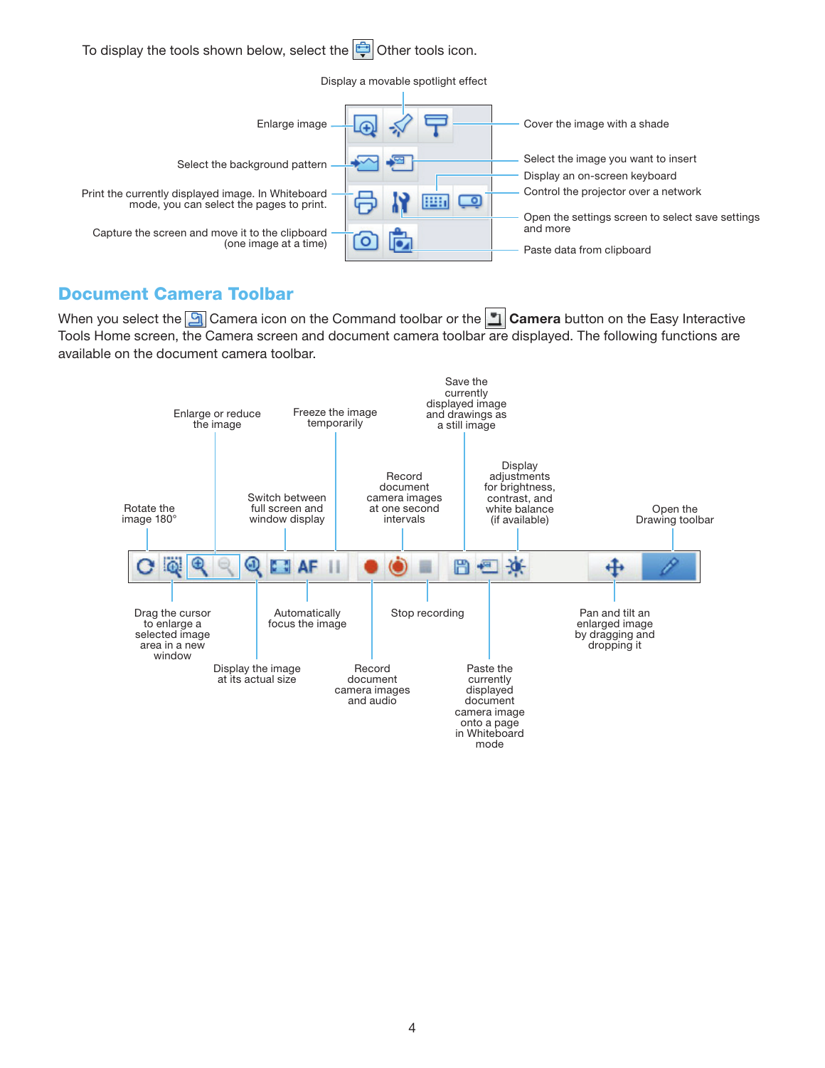To display the tools shown below, select the Other tools icon.

- Enlarge image
- Display a movable spotlight effect
- Cover the image with a shade
- Select the background pattern
- Select the image you want to insert
- Display an on-screen keyboard
- Control the projector over a network
- Print the currently displayed image. In Whiteboard mode, you can select the pages to print.
- Open the settings screen to select save settings and more
- Capture the screen and move it to the clipboard (one image at a time)
- Paste data from clipboard

## Document Camera Toolbar

When you select the Camera icon on the Command toolbar or the **Camera** button on the Easy Interactive Tools Home screen, the Camera screen and document camera toolbar are displayed. The following functions are available on the document camera toolbar.

- Rotate the image 180°
- Drag the cursor to enlarge a selected image area in a new window
- Enlarge or reduce the image
- Display the image at its actual size
- Switch between full screen and window display
- Automatically focus the image
- Freeze the image temporarily
- Record document camera images and audio
- Record document camera images at one second intervals
- Stop recording
- Save the currently displayed image and drawings as a still image
- Paste the currently displayed document camera image onto a page in Whiteboard mode
- Display adjustments for brightness, contrast, and white balance (if available)
- Pan and tilt an enlarged image by dragging and dropping it
- Open the Drawing toolbar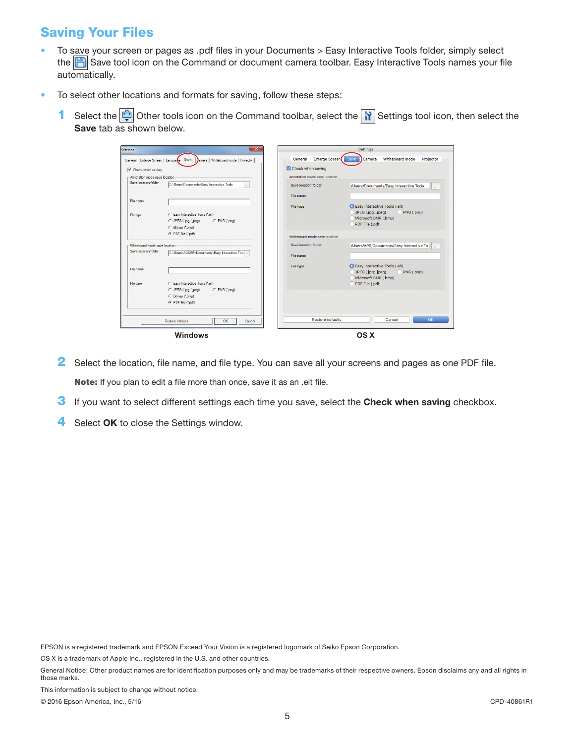## Saving Your Files

- To save your screen or pages as .pdf files in your Documents > Easy Interactive Tools folder, simply select the Save tool icon on the Command or document camera toolbar. Easy Interactive Tools names your file automatically.
- To select other locations and formats for saving, follow these steps:

1. Select the Other tools icon on the Command toolbar, select the Settings tool icon, then select the **Save** tab as shown below.

Windows

OS X

2. Select the location, file name, and file type. You can save all your screens and pages as one PDF file.

   **Note:** If you plan to edit a file more than once, save it as an .eit file.

3. If you want to select different settings each time you save, select the **Check when saving** checkbox.
4. Select **OK** to close the Settings window.

EPSON is a registered trademark and EPSON Exceed Your Vision is a registered logomark of Seiko Epson Corporation.

OS X is a trademark of Apple Inc., registered in the U.S. and other countries.

General Notice: Other product names are for identification purposes only and may be trademarks of their respective owners. Epson disclaims any and all rights in those marks.

This information is subject to change without notice.

© 2016 Epson America, Inc., 5/16

CPD-40861R1